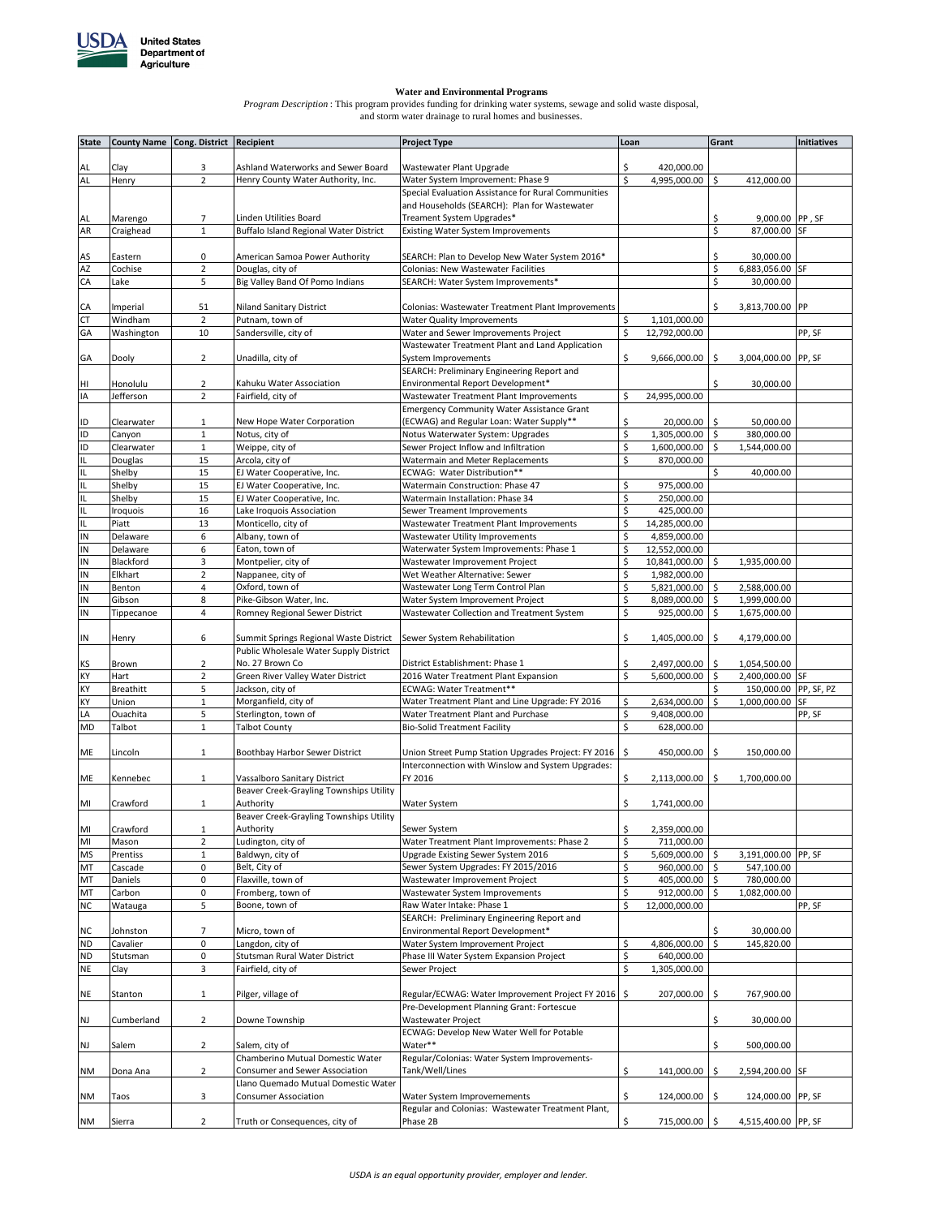USDA United States Department of Agriculture

**Water and Environmental Programs**

*Program Description* : This program provides funding for drinking water systems, sewage and solid waste disposal, and storm water drainage to rural homes and businesses.

| State | County Name | Cong. District | Recipient | Project Type | Loan | Grant | Initiatives |
|---|---|---|---|---|---|---|---|
| AL | Clay | 3 | Ashland Waterworks and Sewer Board | Wastewater Plant Upgrade | $ 420,000.00 | | |
| AL | Henry | 2 | Henry County Water Authority, Inc. | Water System Improvement: Phase 9 | $ 4,995,000.00 | $ 412,000.00 | |
| AL | Marengo | 7 | Linden Utilities Board | Special Evaluation Assistance for Rural Communities and Households (SEARCH): Plan for Wastewater Treament System Upgrades* | | $ 9,000.00 | PP , SF |
| AR | Craighead | 1 | Buffalo Island Regional Water District | Existing Water System Improvements | | $ 87,000.00 | SF |
| AS | Eastern | 0 | American Samoa Power Authority | SEARCH: Plan to Develop New Water System 2016* | | $ 30,000.00 | |
| AZ | Cochise | 2 | Douglas, city of | Colonias: New Wastewater Facilities | | $ 6,883,056.00 | SF |
| CA | Lake | 5 | Big Valley Band Of Pomo Indians | SEARCH: Water System Improvements* | | $ 30,000.00 | |
| CA | Imperial | 51 | Niland Sanitary District | Colonias: Wastewater Treatment Plant Improvements | | $ 3,813,700.00 | PP |
| CT | Windham | 2 | Putnam, town of | Water Quality Improvements | $ 1,101,000.00 | | |
| GA | Washington | 10 | Sandersville, city of | Water and Sewer Improvements Project | $ 12,792,000.00 | | PP, SF |
| GA | Dooly | 2 | Unadilla, city of | Wastewater Treatment Plant and Land Application System Improvements | $ 9,666,000.00 | $ 3,004,000.00 | PP, SF |
| HI | Honolulu | 2 | Kahuku Water Association | SEARCH: Preliminary Engineering Report and Environmental Report Development* | | $ 30,000.00 | |
| IA | Jefferson | 2 | Fairfield, city of | Wastewater Treatment Plant Improvements | $ 24,995,000.00 | | |
| ID | Clearwater | 1 | New Hope Water Corporation | Emergency Community Water Assistance Grant (ECWAG) and Regular Loan: Water Supply** | $ 20,000.00 | $ 50,000.00 | |
| ID | Canyon | 1 | Notus, city of | Notus Waterwater System: Upgrades | $ 1,305,000.00 | $ 380,000.00 | |
| ID | Clearwater | 1 | Weippe, city of | Sewer Project Inflow and Infiltration | $ 1,600,000.00 | $ 1,544,000.00 | |
| IL | Douglas | 15 | Arcola, city of | Watermain and Meter Replacements | $ 870,000.00 | | |
| IL | Shelby | 15 | EJ Water Cooperative, Inc. | ECWAG: Water Distribution** | | $ 40,000.00 | |
| IL | Shelby | 15 | EJ Water Cooperative, Inc. | Watermain Construction: Phase 47 | $ 975,000.00 | | |
| IL | Shelby | 15 | EJ Water Cooperative, Inc. | Watermain Installation: Phase 34 | $ 250,000.00 | | |
| IL | Iroquois | 16 | Lake Iroquois Association | Sewer Treament Improvements | $ 425,000.00 | | |
| IL | Piatt | 13 | Monticello, city of | Wastewater Treatment Plant Improvements | $ 14,285,000.00 | | |
| IN | Delaware | 6 | Albany, town of | Wastewater Utility Improvements | $ 4,859,000.00 | | |
| IN | Delaware | 6 | Eaton, town of | Waterwater System Improvements: Phase 1 | $ 12,552,000.00 | | |
| IN | Blackford | 3 | Montpelier, city of | Wastewater Improvement Project | $ 10,841,000.00 | $ 1,935,000.00 | |
| IN | Elkhart | 2 | Nappanee, city of | Wet Weather Alternative: Sewer | $ 1,982,000.00 | | |
| IN | Benton | 4 | Oxford, town of | Wastewater Long Term Control Plan | $ 5,821,000.00 | $ 2,588,000.00 | |
| IN | Gibson | 8 | Pike-Gibson Water, Inc. | Water System Improvement Project | $ 8,089,000.00 | $ 1,999,000.00 | |
| IN | Tippecanoe | 4 | Romney Regional Sewer District | Wastewater Collection and Treatment System | $ 925,000.00 | $ 1,675,000.00 | |
| IN | Henry | 6 | Summit Springs Regional Waste District | Sewer System Rehabilitation | $ 1,405,000.00 | $ 4,179,000.00 | |
| KS | Brown | 2 | Public Wholesale Water Supply District No. 27 Brown Co | District Establishment: Phase 1 | $ 2,497,000.00 | $ 1,054,500.00 | |
| KY | Hart | 2 | Green River Valley Water District | 2016 Water Treatment Plant Expansion | $ 5,600,000.00 | $ 2,400,000.00 | SF |
| KY | Breathitt | 5 | Jackson, city of | ECWAG: Water Treatment** | | $ 150,000.00 | PP, SF, PZ |
| KY | Union | 1 | Morganfield, city of | Water Treatment Plant and Line Upgrade: FY 2016 | $ 2,634,000.00 | $ 1,000,000.00 | SF |
| LA | Ouachita | 5 | Sterlington, town of | Water Treatment Plant and Purchase | $ 9,408,000.00 | | PP, SF |
| MD | Talbot | 1 | Talbot County | Bio-Solid Treatment Facility | $ 628,000.00 | | |
| ME | Lincoln | 1 | Boothbay Harbor Sewer District | Union Street Pump Station Upgrades Project: FY 2016 | $ 450,000.00 | $ 150,000.00 | |
| ME | Kennebec | 1 | Vassalboro Sanitary District | Interconnection with Winslow and System Upgrades: FY 2016 | $ 2,113,000.00 | $ 1,700,000.00 | |
| MI | Crawford | 1 | Beaver Creek-Grayling Townships Utility Authority | Water System | $ 1,741,000.00 | | |
| MI | Crawford | 1 | Beaver Creek-Grayling Townships Utility Authority | Sewer System | $ 2,359,000.00 | | |
| MI | Mason | 2 | Ludington, city of | Water Treatment Plant Improvements: Phase 2 | $ 711,000.00 | | |
| MS | Prentiss | 1 | Baldwyn, city of | Upgrade Existing Sewer System 2016 | $ 5,609,000.00 | $ 3,191,000.00 | PP, SF |
| MT | Cascade | 0 | Belt, City of | Sewer System Upgrades: FY 2015/2016 | $ 960,000.00 | $ 547,100.00 | |
| MT | Daniels | 0 | Flaxville, town of | Wastewater Improvement Project | $ 405,000.00 | $ 780,000.00 | |
| MT | Carbon | 0 | Fromberg, town of | Wastewater System Improvements | $ 912,000.00 | $ 1,082,000.00 | |
| NC | Watauga | 5 | Boone, town of | Raw Water Intake: Phase 1 | $ 12,000,000.00 | | PP, SF |
| NC | Johnston | 7 | Micro, town of | SEARCH: Preliminary Engineering Report and Environmental Report Development* | | $ 30,000.00 | |
| ND | Cavalier | 0 | Langdon, city of | Water System Improvement Project | $ 4,806,000.00 | $ 145,820.00 | |
| ND | Stutsman | 0 | Stutsman Rural Water District | Phase III Water System Expansion Project | $ 640,000.00 | | |
| NE | Clay | 3 | Fairfield, city of | Sewer Project | $ 1,305,000.00 | | |
| NE | Stanton | 1 | Pilger, village of | Regular/ECWAG: Water Improvement Project FY 2016 | $ 207,000.00 | $ 767,900.00 | |
| NJ | Cumberland | 2 | Downe Township | Pre-Development Planning Grant: Fortescue Wastewater Project | | $ 30,000.00 | |
| NJ | Salem | 2 | Salem, city of | ECWAG: Develop New Water Well for Potable Water** | | $ 500,000.00 | |
| NM | Dona Ana | 2 | Chamberino Mutual Domestic Water Consumer and Sewer Association | Regular/Colonias: Water System Improvements-Tank/Well/Lines | $ 141,000.00 | $ 2,594,200.00 | SF |
| NM | Taos | 3 | Llano Quemado Mutual Domestic Water Consumer Association | Water System Improvemements | $ 124,000.00 | $ 124,000.00 | PP, SF |
| NM | Sierra | 2 | Truth or Consequences, city of | Regular and Colonias: Wastewater Treatment Plant, Phase 2B | $ 715,000.00 | $ 4,515,400.00 | PP, SF |

*USDA is an equal opportunity provider, employer and lender.*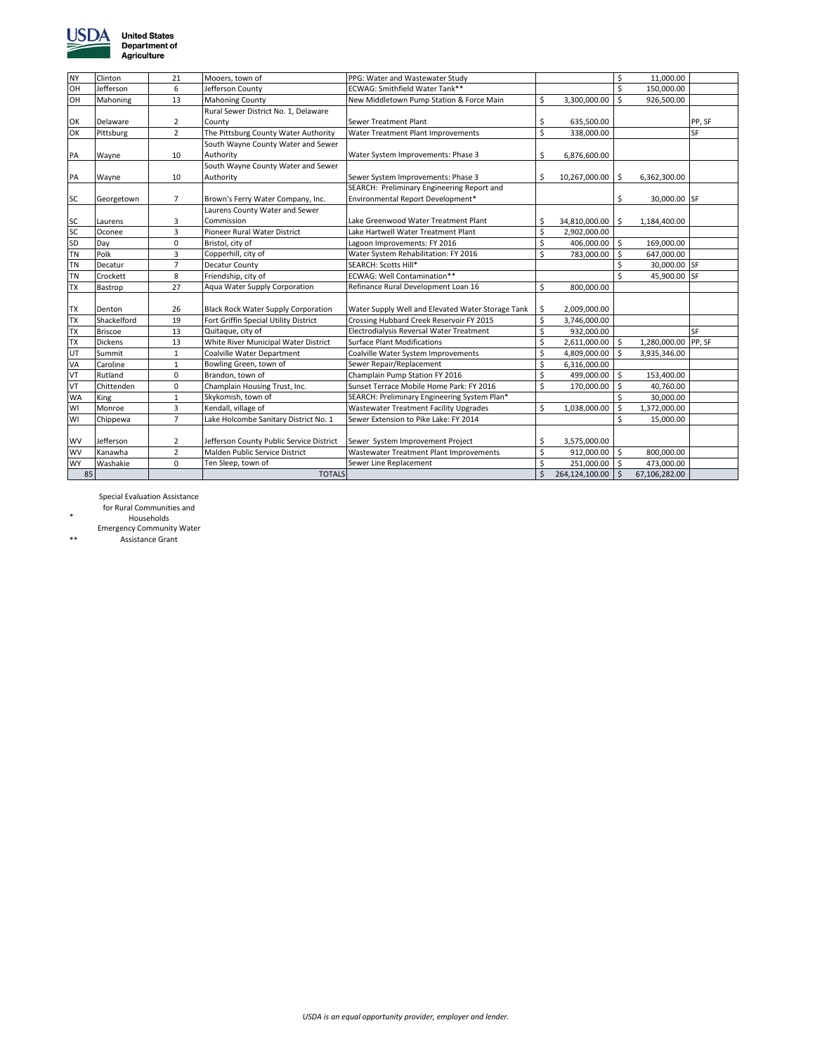**USDA** United States Department of Agriculture

| | | | | | | | |
|---|---|---|---|---|---|---|---|
| NY | Clinton | 21 | Mooers, town of | PPG: Water and Wastewater Study | | $ 11,000.00 | |
| OH | Jefferson | 6 | Jefferson County | ECWAG: Smithfield Water Tank** | | $ 150,000.00 | |
| OH | Mahoning | 13 | Mahoning County | New Middletown Pump Station & Force Main | $ 3,300,000.00 | $ 926,500.00 | |
| OK | Delaware | 2 | Rural Sewer District No. 1, Delaware County | Sewer Treatment Plant | $ 635,500.00 | | PP, SF |
| OK | Pittsburg | 2 | The Pittsburg County Water Authority | Water Treatment Plant Improvements | $ 338,000.00 | | SF |
| PA | Wayne | 10 | South Wayne County Water and Sewer Authority | Water System Improvements: Phase 3 | $ 6,876,600.00 | | |
| PA | Wayne | 10 | South Wayne County Water and Sewer Authority | Sewer System Improvements: Phase 3 | $ 10,267,000.00 | $ 6,362,300.00 | |
| SC | Georgetown | 7 | Brown's Ferry Water Company, Inc. | SEARCH: Preliminary Engineering Report and Environmental Report Development* | | $ 30,000.00 | SF |
| SC | Laurens | 3 | Laurens County Water and Sewer Commission | Lake Greenwood Water Treatment Plant | $ 34,810,000.00 | $ 1,184,400.00 | |
| SC | Oconee | 3 | Pioneer Rural Water District | Lake Hartwell Water Treatment Plant | $ 2,902,000.00 | | |
| SD | Day | 0 | Bristol, city of | Lagoon Improvements: FY 2016 | $ 406,000.00 | $ 169,000.00 | |
| TN | Polk | 3 | Copperhill, city of | Water System Rehabilitation: FY 2016 | $ 783,000.00 | $ 647,000.00 | |
| TN | Decatur | 7 | Decatur County | SEARCH: Scotts Hill* | | $ 30,000.00 | SF |
| TN | Crockett | 8 | Friendship, city of | ECWAG: Well Contamination** | | $ 45,900.00 | SF |
| TX | Bastrop | 27 | Aqua Water Supply Corporation | Refinance Rural Development Loan 16 | $ 800,000.00 | | |
| TX | Denton | 26 | Black Rock Water Supply Corporation | Water Supply Well and Elevated Water Storage Tank | $ 2,009,000.00 | | |
| TX | Shackelford | 19 | Fort Griffin Special Utility District | Crossing Hubbard Creek Reservoir FY 2015 | $ 3,746,000.00 | | |
| TX | Briscoe | 13 | Quitaque, city of | Electrodialysis Reversal Water Treatment | $ 932,000.00 | | SF |
| TX | Dickens | 13 | White River Municipal Water District | Surface Plant Modifications | $ 2,611,000.00 | $ 1,280,000.00 | PP, SF |
| UT | Summit | 1 | Coalville Water Department | Coalville Water System Improvements | $ 4,809,000.00 | $ 3,935,346.00 | |
| VA | Caroline | 1 | Bowling Green, town of | Sewer Repair/Replacement | $ 6,316,000.00 | | |
| VT | Rutland | 0 | Brandon, town of | Champlain Pump Station FY 2016 | $ 499,000.00 | $ 153,400.00 | |
| VT | Chittenden | 0 | Champlain Housing Trust, Inc. | Sunset Terrace Mobile Home Park: FY 2016 | $ 170,000.00 | $ 40,760.00 | |
| WA | King | 1 | Skykomish, town of | SEARCH: Preliminary Engineering System Plan* | | $ 30,000.00 | |
| WI | Monroe | 3 | Kendall, village of | Wastewater Treatment Facility Upgrades | $ 1,038,000.00 | $ 1,372,000.00 | |
| WI | Chippewa | 7 | Lake Holcombe Sanitary District No. 1 | Sewer Extension to Pike Lake: FY 2014 | | $ 15,000.00 | |
| WV | Jefferson | 2 | Jefferson County Public Service District | Sewer System Improvement Project | $ 3,575,000.00 | | |
| WV | Kanawha | 2 | Malden Public Service District | Wastewater Treatment Plant Improvements | $ 912,000.00 | $ 800,000.00 | |
| WY | Washakie | 0 | Ten Sleep, town of | Sewer Line Replacement | $ 251,000.00 | $ 473,000.00 | |
| 85 | | | TOTALS | | $ 264,124,100.00 | $ 67,106,282.00 | |

\* Special Evaluation Assistance for Rural Communities and Households

\** Emergency Community Water Assistance Grant

*USDA is an equal opportunity provider, employer and lender.*